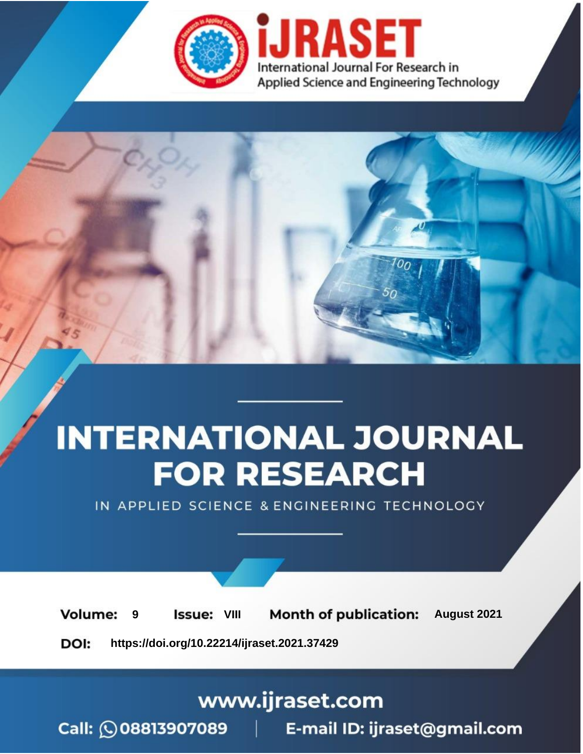# INTERNATIONAL JOURNAL FOR RESEARCH

IN APPLIED SCIENCE & ENGINEERING TECHNOLOGY

**Volume:** 9 **Issue:** VIII **Month of publication:** August 2021

**DOI:** https://doi.org/10.22214/ijraset.2021.37429

www.ijraset.com

Call: 08813907089 | E-mail ID: ijraset@gmail.com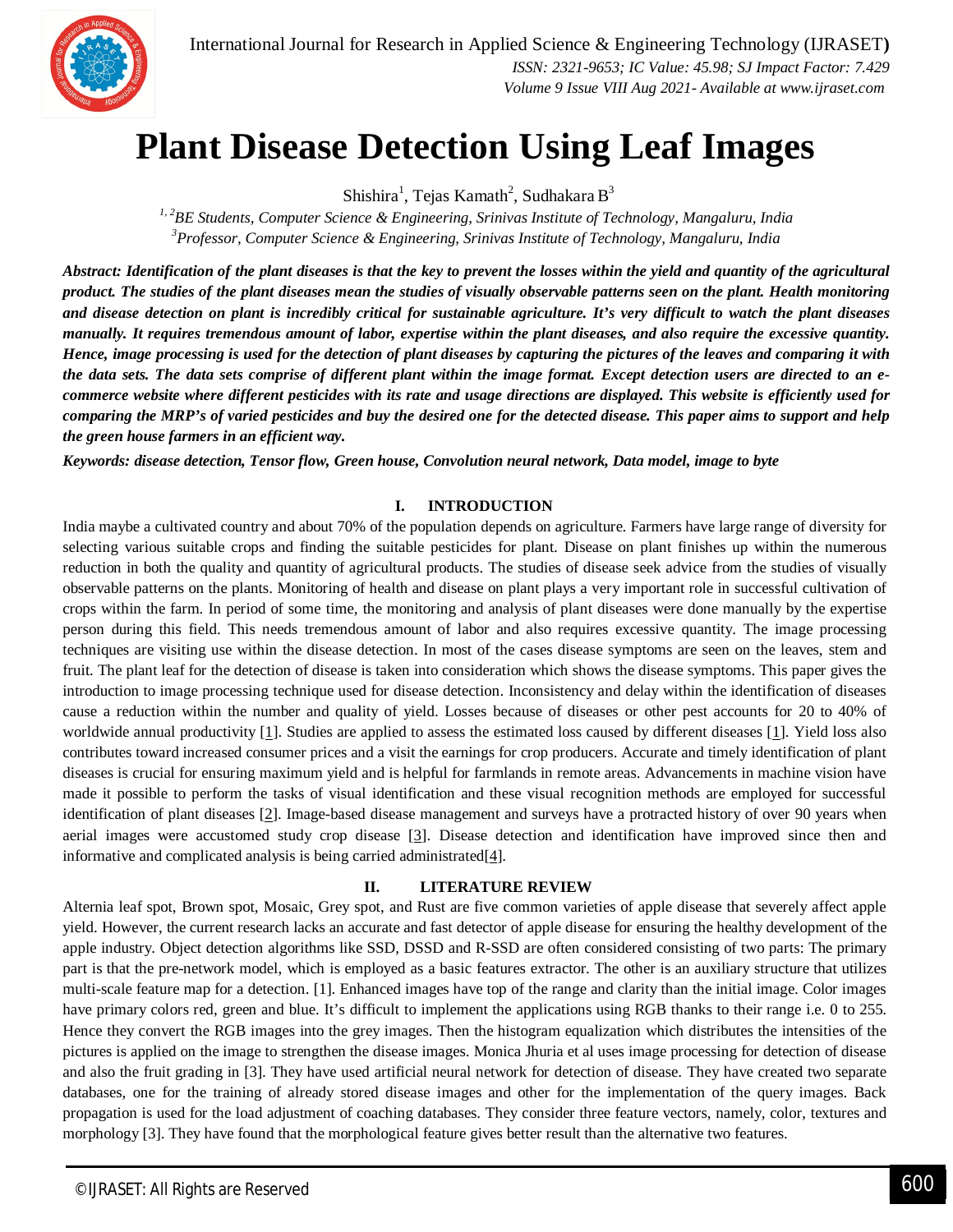# Plant Disease Detection Using Leaf Images

Shishira[1], Tejas Kamath[2], Sudhakara B[3]

[1, 2]*BE Students, Computer Science & Engineering, Srinivas Institute of Technology, Mangaluru, India*
[3]*Professor, Computer Science & Engineering, Srinivas Institute of Technology, Mangaluru, India*

***Abstract: Identification of the plant diseases is that the key to prevent the losses within the yield and quantity of the agricultural product. The studies of the plant diseases mean the studies of visually observable patterns seen on the plant. Health monitoring and disease detection on plant is incredibly critical for sustainable agriculture. It's very difficult to watch the plant diseases manually. It requires tremendous amount of labor, expertise within the plant diseases, and also require the excessive quantity. Hence, image processing is used for the detection of plant diseases by capturing the pictures of the leaves and comparing it with the data sets. The data sets comprise of different plant within the image format. Except detection users are directed to an e-commerce website where different pesticides with its rate and usage directions are displayed. This website is efficiently used for comparing the MRP's of varied pesticides and buy the desired one for the detected disease. This paper aims to support and help the green house farmers in an efficient way.***

***Keywords: disease detection, Tensor flow, Green house, Convolution neural network, Data model, image to byte***

## I. INTRODUCTION

India maybe a cultivated country and about 70% of the population depends on agriculture. Farmers have large range of diversity for selecting various suitable crops and finding the suitable pesticides for plant. Disease on plant finishes up within the numerous reduction in both the quality and quantity of agricultural products. The studies of disease seek advice from the studies of visually observable patterns on the plants. Monitoring of health and disease on plant plays a very important role in successful cultivation of crops within the farm. In period of some time, the monitoring and analysis of plant diseases were done manually by the expertise person during this field. This needs tremendous amount of labor and also requires excessive quantity. The image processing techniques are visiting use within the disease detection. In most of the cases disease symptoms are seen on the leaves, stem and fruit. The plant leaf for the detection of disease is taken into consideration which shows the disease symptoms. This paper gives the introduction to image processing technique used for disease detection. Inconsistency and delay within the identification of diseases cause a reduction within the number and quality of yield. Losses because of diseases or other pest accounts for 20 to 40% of worldwide annual productivity [1]. Studies are applied to assess the estimated loss caused by different diseases [1]. Yield loss also contributes toward increased consumer prices and a visit the earnings for crop producers. Accurate and timely identification of plant diseases is crucial for ensuring maximum yield and is helpful for farmlands in remote areas. Advancements in machine vision have made it possible to perform the tasks of visual identification and these visual recognition methods are employed for successful identification of plant diseases [2]. Image-based disease management and surveys have a protracted history of over 90 years when aerial images were accustomed study crop disease [3]. Disease detection and identification have improved since then and informative and complicated analysis is being carried administrated[4].

## II. LITERATURE REVIEW

Alternia leaf spot, Brown spot, Mosaic, Grey spot, and Rust are five common varieties of apple disease that severely affect apple yield. However, the current research lacks an accurate and fast detector of apple disease for ensuring the healthy development of the apple industry. Object detection algorithms like SSD, DSSD and R-SSD are often considered consisting of two parts: The primary part is that the pre-network model, which is employed as a basic features extractor. The other is an auxiliary structure that utilizes multi-scale feature map for a detection. [1]. Enhanced images have top of the range and clarity than the initial image. Color images have primary colors red, green and blue. It's difficult to implement the applications using RGB thanks to their range i.e. 0 to 255. Hence they convert the RGB images into the grey images. Then the histogram equalization which distributes the intensities of the pictures is applied on the image to strengthen the disease images. Monica Jhuria et al uses image processing for detection of disease and also the fruit grading in [3]. They have used artificial neural network for detection of disease. They have created two separate databases, one for the training of already stored disease images and other for the implementation of the query images. Back propagation is used for the load adjustment of coaching databases. They consider three feature vectors, namely, color, textures and morphology [3]. They have found that the morphological feature gives better result than the alternative two features.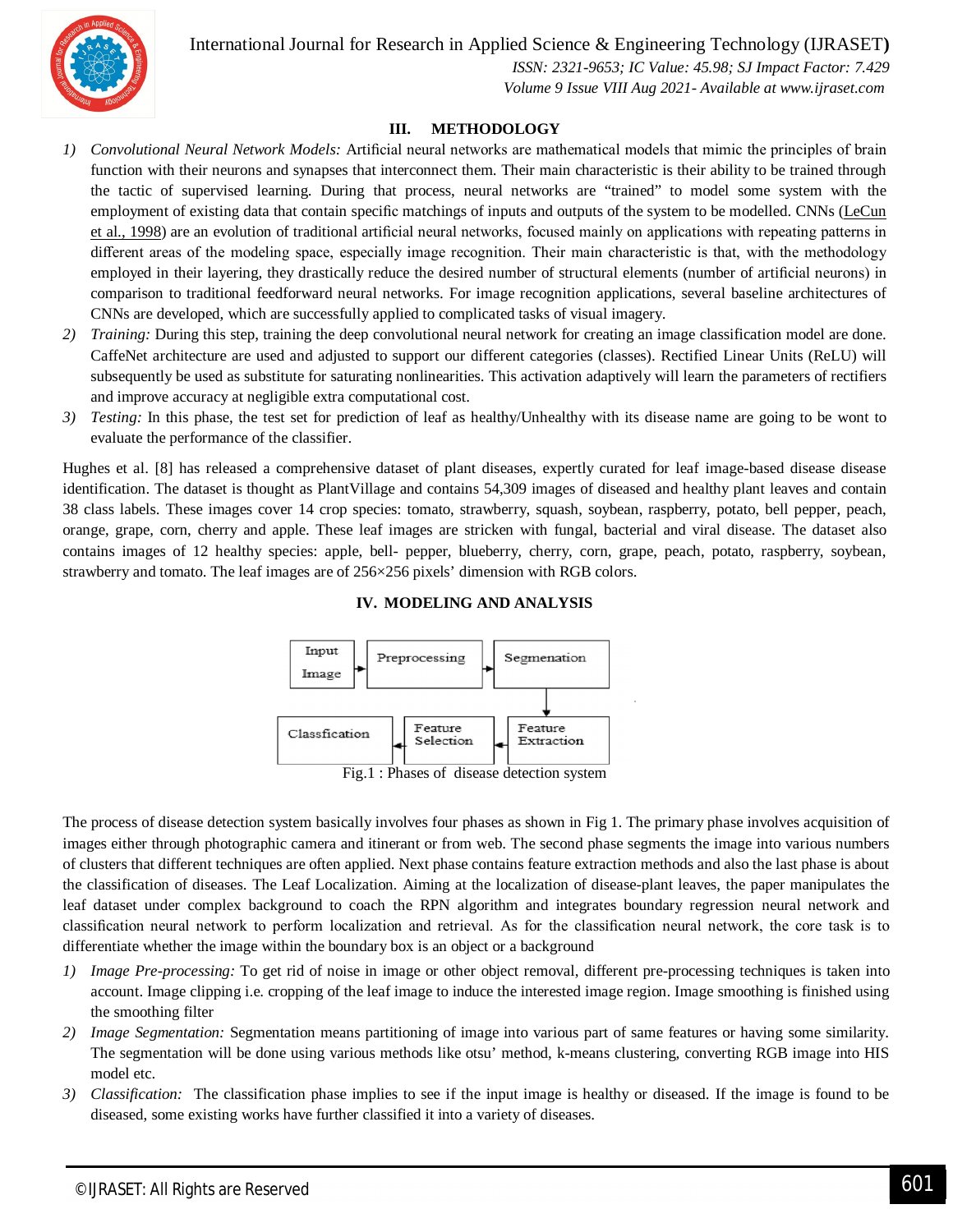## III. METHODOLOGY

1) *Convolutional Neural Network Models:* Artificial neural networks are mathematical models that mimic the principles of brain function with their neurons and synapses that interconnect them. Their main characteristic is their ability to be trained through the tactic of supervised learning. During that process, neural networks are "trained" to model some system with the employment of existing data that contain specific matchings of inputs and outputs of the system to be modelled. CNNs (LeCun et al., 1998) are an evolution of traditional artificial neural networks, focused mainly on applications with repeating patterns in different areas of the modeling space, especially image recognition. Their main characteristic is that, with the methodology employed in their layering, they drastically reduce the desired number of structural elements (number of artificial neurons) in comparison to traditional feedforward neural networks. For image recognition applications, several baseline architectures of CNNs are developed, which are successfully applied to complicated tasks of visual imagery.
2) *Training:* During this step, training the deep convolutional neural network for creating an image classification model are done. CaffeNet architecture are used and adjusted to support our different categories (classes). Rectified Linear Units (ReLU) will subsequently be used as substitute for saturating nonlinearities. This activation adaptively will learn the parameters of rectifiers and improve accuracy at negligible extra computational cost.
3) *Testing:* In this phase, the test set for prediction of leaf as healthy/Unhealthy with its disease name are going to be wont to evaluate the performance of the classifier.

Hughes et al. [8] has released a comprehensive dataset of plant diseases, expertly curated for leaf image-based disease disease identification. The dataset is thought as PlantVillage and contains 54,309 images of diseased and healthy plant leaves and contain 38 class labels. These images cover 14 crop species: tomato, strawberry, squash, soybean, raspberry, potato, bell pepper, peach, orange, grape, corn, cherry and apple. These leaf images are stricken with fungal, bacterial and viral disease. The dataset also contains images of 12 healthy species: apple, bell- pepper, blueberry, cherry, corn, grape, peach, potato, raspberry, soybean, strawberry and tomato. The leaf images are of 256×256 pixels' dimension with RGB colors.

## IV. MODELING AND ANALYSIS

Input Image → Preprocessing → Segmenation → Feature Extraction → Feature Selection → Classfication

Fig.1 : Phases of disease detection system

The process of disease detection system basically involves four phases as shown in Fig 1. The primary phase involves acquisition of images either through photographic camera and itinerant or from web. The second phase segments the image into various numbers of clusters that different techniques are often applied. Next phase contains feature extraction methods and also the last phase is about the classification of diseases. The Leaf Localization. Aiming at the localization of disease-plant leaves, the paper manipulates the leaf dataset under complex background to coach the RPN algorithm and integrates boundary regression neural network and classification neural network to perform localization and retrieval. As for the classification neural network, the core task is to differentiate whether the image within the boundary box is an object or a background

1) *Image Pre-processing:* To get rid of noise in image or other object removal, different pre-processing techniques is taken into account. Image clipping i.e. cropping of the leaf image to induce the interested image region. Image smoothing is finished using the smoothing filter
2) *Image Segmentation:* Segmentation means partitioning of image into various part of same features or having some similarity. The segmentation will be done using various methods like otsu' method, k-means clustering, converting RGB image into HIS model etc.
3) *Classification:* The classification phase implies to see if the input image is healthy or diseased. If the image is found to be diseased, some existing works have further classified it into a variety of diseases.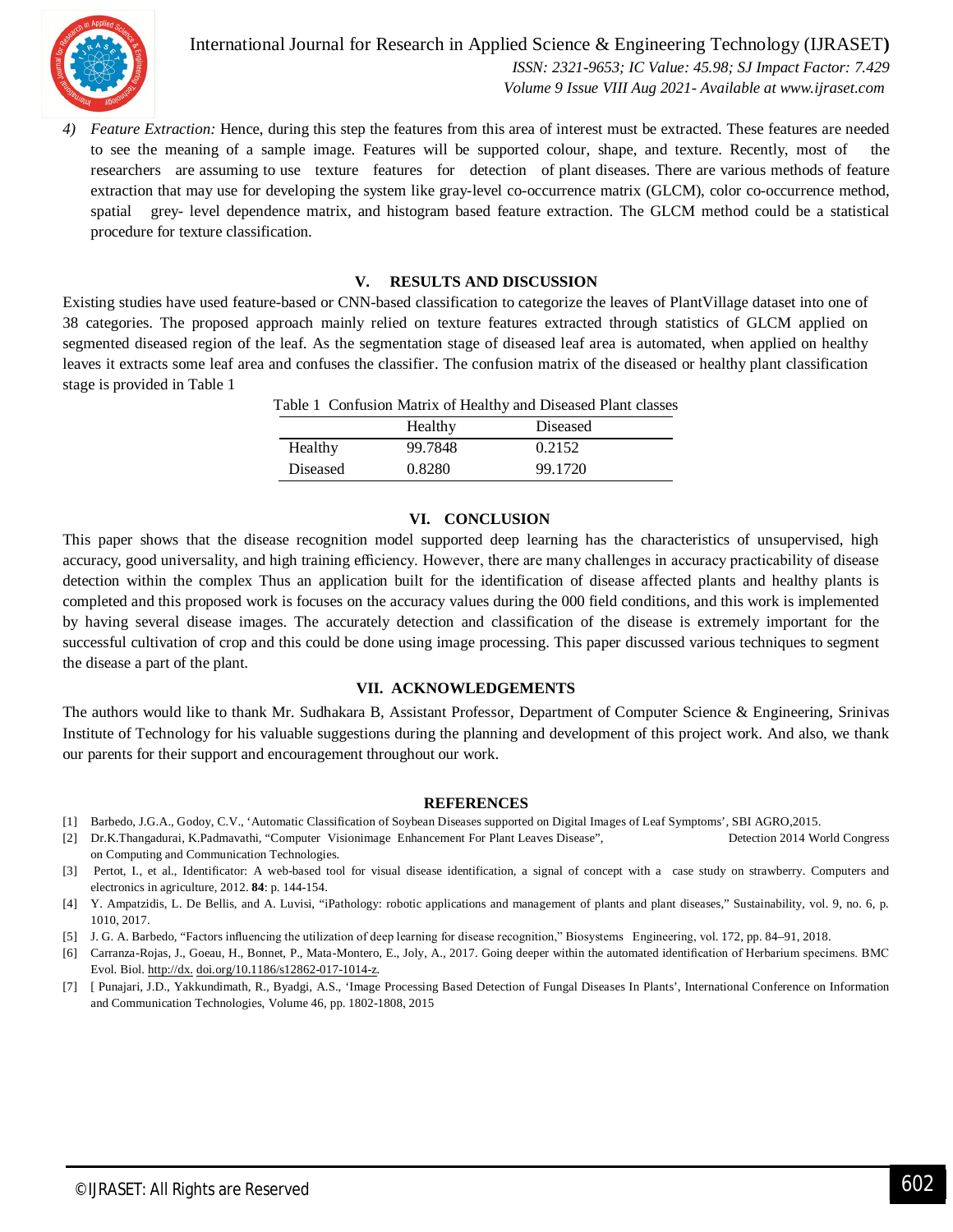4) *Feature Extraction:* Hence, during this step the features from this area of interest must be extracted. These features are needed to see the meaning of a sample image. Features will be supported colour, shape, and texture. Recently, most of the researchers are assuming to use texture features for detection of plant diseases. There are various methods of feature extraction that may use for developing the system like gray-level co-occurrence matrix (GLCM), color co-occurrence method, spatial grey- level dependence matrix, and histogram based feature extraction. The GLCM method could be a statistical procedure for texture classification.

## V. RESULTS AND DISCUSSION

Existing studies have used feature-based or CNN-based classification to categorize the leaves of PlantVillage dataset into one of 38 categories. The proposed approach mainly relied on texture features extracted through statistics of GLCM applied on segmented diseased region of the leaf. As the segmentation stage of diseased leaf area is automated, when applied on healthy leaves it extracts some leaf area and confuses the classifier. The confusion matrix of the diseased or healthy plant classification stage is provided in Table 1

Table 1 Confusion Matrix of Healthy and Diseased Plant classes

| | Healthy | Diseased |
|---|---|---|
| Healthy | 99.7848 | 0.2152 |
| Diseased | 0.8280 | 99.1720 |

## VI. CONCLUSION

This paper shows that the disease recognition model supported deep learning has the characteristics of unsupervised, high accuracy, good universality, and high training efficiency. However, there are many challenges in accuracy practicability of disease detection within the complex Thus an application built for the identification of disease affected plants and healthy plants is completed and this proposed work is focuses on the accuracy values during the 000 field conditions, and this work is implemented by having several disease images. The accurately detection and classification of the disease is extremely important for the successful cultivation of crop and this could be done using image processing. This paper discussed various techniques to segment the disease a part of the plant.

## VII. ACKNOWLEDGEMENTS

The authors would like to thank Mr. Sudhakara B, Assistant Professor, Department of Computer Science & Engineering, Srinivas Institute of Technology for his valuable suggestions during the planning and development of this project work. And also, we thank our parents for their support and encouragement throughout our work.

## REFERENCES

[1] Barbedo, J.G.A., Godoy, C.V., 'Automatic Classification of Soybean Diseases supported on Digital Images of Leaf Symptoms', SBI AGRO,2015.

[2] Dr.K.Thangadurai, K.Padmavathi, "Computer Visionimage Enhancement For Plant Leaves Disease", Detection 2014 World Congress on Computing and Communication Technologies.

[3] Pertot, I., et al., Identificator: A web-based tool for visual disease identification, a signal of concept with a case study on strawberry. Computers and electronics in agriculture, 2012. **84**: p. 144-154.

[4] Y. Ampatzidis, L. De Bellis, and A. Luvisi, "iPathology: robotic applications and management of plants and plant diseases," Sustainability, vol. 9, no. 6, p. 1010, 2017.

[5] J. G. A. Barbedo, "Factors influencing the utilization of deep learning for disease recognition," Biosystems Engineering, vol. 172, pp. 84–91, 2018.

[6] Carranza-Rojas, J., Goeau, H., Bonnet, P., Mata-Montero, E., Joly, A., 2017. Going deeper within the automated identification of Herbarium specimens. BMC Evol. Biol. http://dx. doi.org/10.1186/s12862-017-1014-z.

[7] [ Punajari, J.D., Yakkundimath, R., Byadgi, A.S., 'Image Processing Based Detection of Fungal Diseases In Plants', International Conference on Information and Communication Technologies, Volume 46, pp. 1802-1808, 2015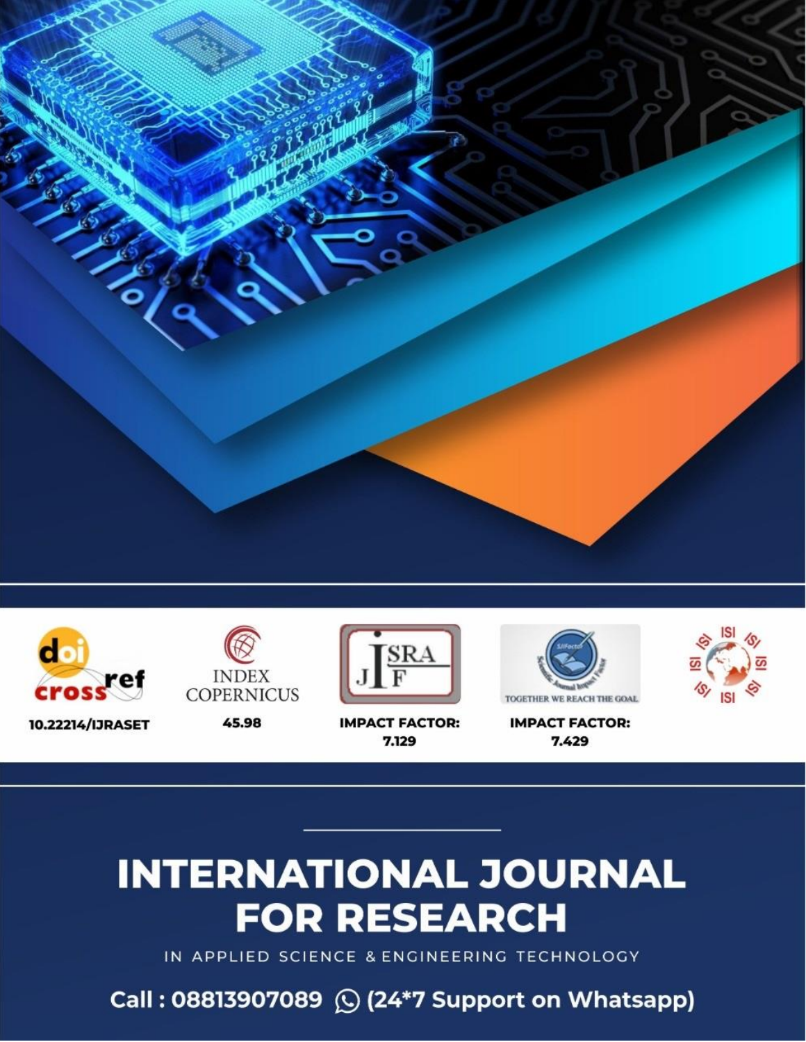10.22214/IJRASET

45.98

IMPACT FACTOR: 7.129

IMPACT FACTOR: 7.429

# INTERNATIONAL JOURNAL FOR RESEARCH

IN APPLIED SCIENCE & ENGINEERING TECHNOLOGY

Call : 08813907089 (24*7 Support on Whatsapp)